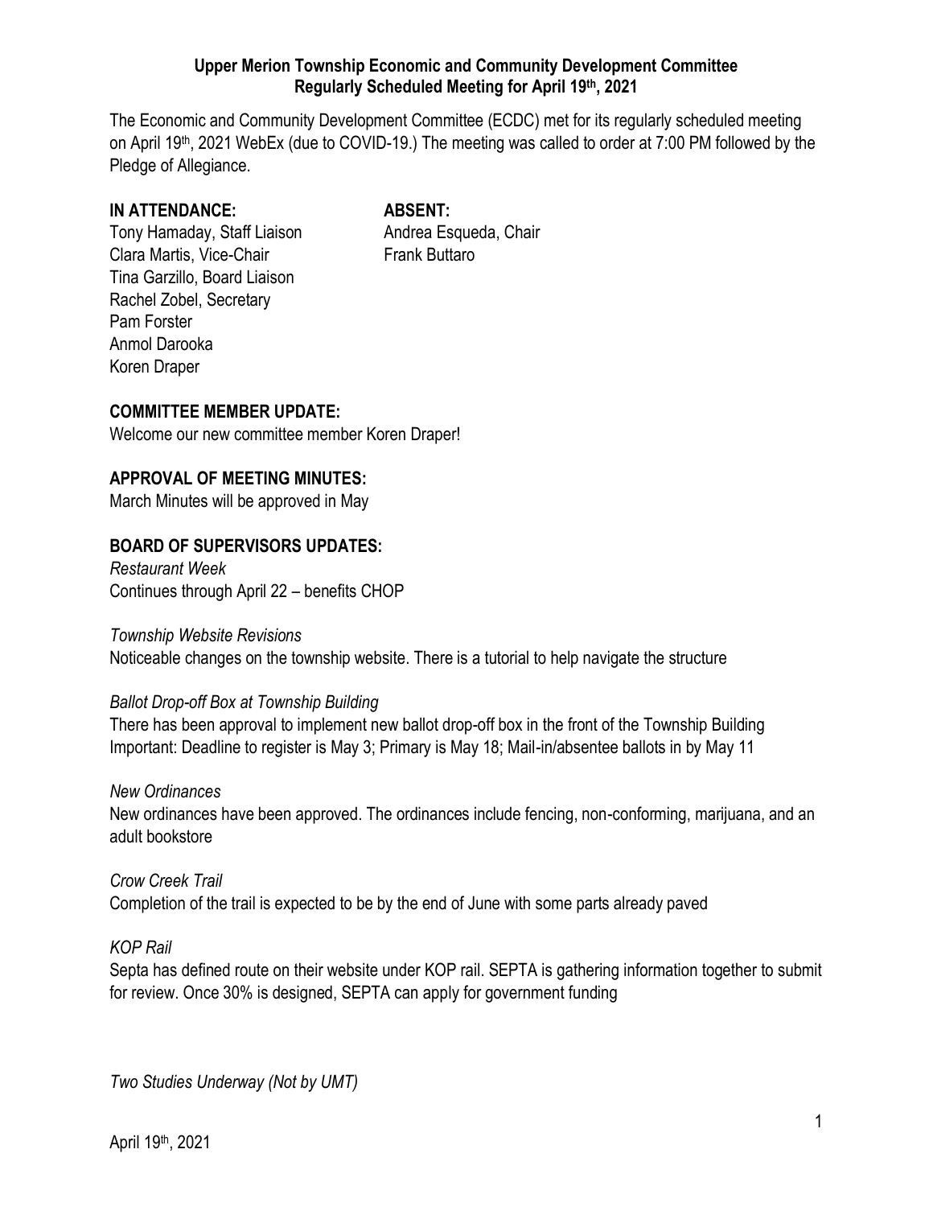# Upper Merion Township Economic and Community Development Committee
## Regularly Scheduled Meeting for April 19th, 2021

The Economic and Community Development Committee (ECDC) met for its regularly scheduled meeting on April 19th, 2021 WebEx (due to COVID-19.) The meeting was called to order at 7:00 PM followed by the Pledge of Allegiance.

| **IN ATTENDANCE:** | **ABSENT:** |
|---|---|
| Tony Hamaday, Staff Liaison | Andrea Esqueda, Chair |
| Clara Martis, Vice-Chair | Frank Buttaro |
| Tina Garzillo, Board Liaison | |
| Rachel Zobel, Secretary | |
| Pam Forster | |
| Anmol Darooka | |
| Koren Draper | |

**COMMITTEE MEMBER UPDATE:**

Welcome our new committee member Koren Draper!

**APPROVAL OF MEETING MINUTES:**

March Minutes will be approved in May

**BOARD OF SUPERVISORS UPDATES:**

*Restaurant Week*

Continues through April 22 – benefits CHOP

*Township Website Revisions*

Noticeable changes on the township website. There is a tutorial to help navigate the structure

*Ballot Drop-off Box at Township Building*

There has been approval to implement new ballot drop-off box in the front of the Township Building
Important: Deadline to register is May 3; Primary is May 18; Mail-in/absentee ballots in by May 11

*New Ordinances*

New ordinances have been approved. The ordinances include fencing, non-conforming, marijuana, and an adult bookstore

*Crow Creek Trail*

Completion of the trail is expected to be by the end of June with some parts already paved

*KOP Rail*

Septa has defined route on their website under KOP rail. SEPTA is gathering information together to submit for review. Once 30% is designed, SEPTA can apply for government funding

*Two Studies Underway (Not by UMT)*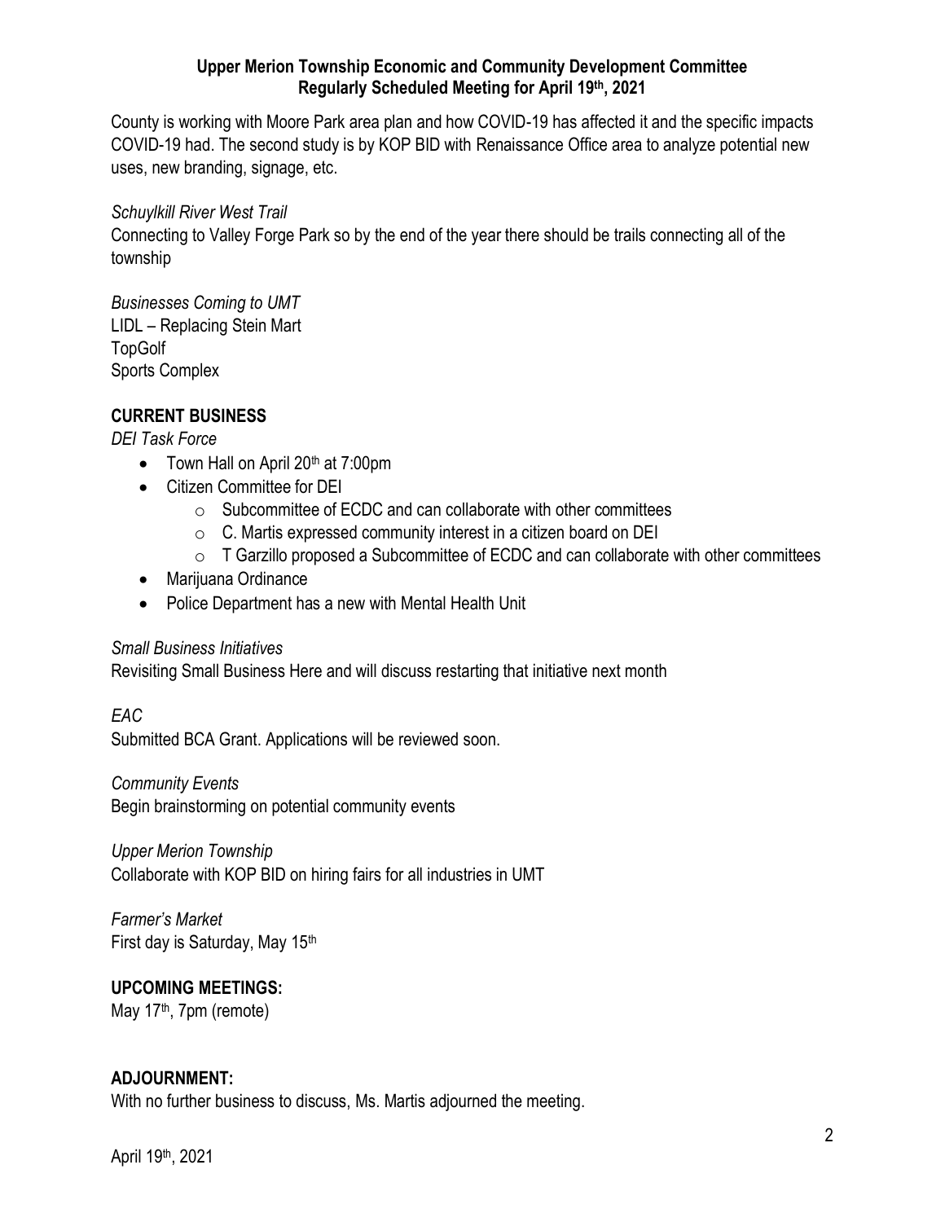County is working with Moore Park area plan and how COVID-19 has affected it and the specific impacts COVID-19 had. The second study is by KOP BID with Renaissance Office area to analyze potential new uses, new branding, signage, etc.

*Schuylkill River West Trail*
Connecting to Valley Forge Park so by the end of the year there should be trails connecting all of the township

*Businesses Coming to UMT*
LIDL – Replacing Stein Mart
TopGolf
Sports Complex

## CURRENT BUSINESS

*DEI Task Force*

- Town Hall on April 20th at 7:00pm
- Citizen Committee for DEI
    - Subcommittee of ECDC and can collaborate with other committees
    - C. Martis expressed community interest in a citizen board on DEI
    - T Garzillo proposed a Subcommittee of ECDC and can collaborate with other committees
- Marijuana Ordinance
- Police Department has a new with Mental Health Unit

*Small Business Initiatives*
Revisiting Small Business Here and will discuss restarting that initiative next month

*EAC*
Submitted BCA Grant. Applications will be reviewed soon.

*Community Events*
Begin brainstorming on potential community events

*Upper Merion Township*
Collaborate with KOP BID on hiring fairs for all industries in UMT

*Farmer's Market*
First day is Saturday, May 15th

## UPCOMING MEETINGS:

May 17th, 7pm (remote)

## ADJOURNMENT:

With no further business to discuss, Ms. Martis adjourned the meeting.